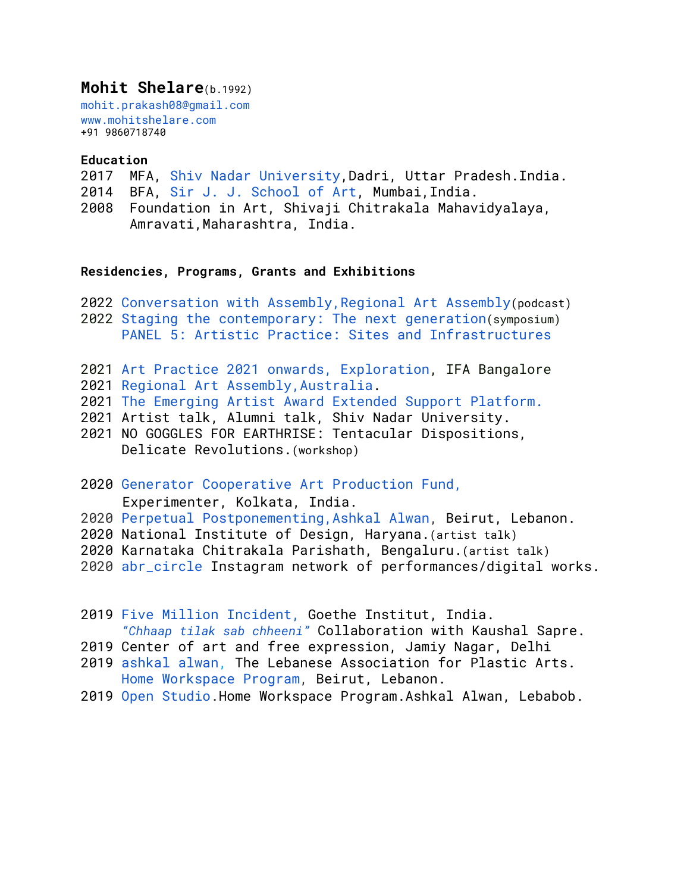# Mohit Shelare(b.1992)

mohit.prakash08@gmail.com
www.mohitshelare.com
+91 9860718740

**Education**

2017 MFA, Shiv Nadar University,Dadri, Uttar Pradesh.India.
2014 BFA, Sir J. J. School of Art, Mumbai,India.
2008 Foundation in Art, Shivaji Chitrakala Mahavidyalaya, Amravati,Maharashtra, India.

**Residencies, Programs, Grants and Exhibitions**

2022 Conversation with Assembly,Regional Art Assembly(podcast)
2022 Staging the contemporary: The next generation(symposium)
PANEL 5: Artistic Practice: Sites and Infrastructures

2021 Art Practice 2021 onwards, Exploration, IFA Bangalore
2021 Regional Art Assembly,Australia.
2021 The Emerging Artist Award Extended Support Platform.
2021 Artist talk, Alumni talk, Shiv Nadar University.
2021 NO GOGGLES FOR EARTHRISE: Tentacular Dispositions, Delicate Revolutions.(workshop)

2020 Generator Cooperative Art Production Fund, Experimenter, Kolkata, India.
2020 Perpetual Postponementing,Ashkal Alwan, Beirut, Lebanon.
2020 National Institute of Design, Haryana.(artist talk)
2020 Karnataka Chitrakala Parishath, Bengaluru.(artist talk)
2020 abr_circle Instagram network of performances/digital works.

2019 Five Million Incident, Goethe Institut, India.
*"Chhaap tilak sab chheeni"* Collaboration with Kaushal Sapre.
2019 Center of art and free expression, Jamiy Nagar, Delhi
2019 ashkal alwan, The Lebanese Association for Plastic Arts. Home Workspace Program, Beirut, Lebanon.
2019 Open Studio.Home Workspace Program.Ashkal Alwan, Lebabob.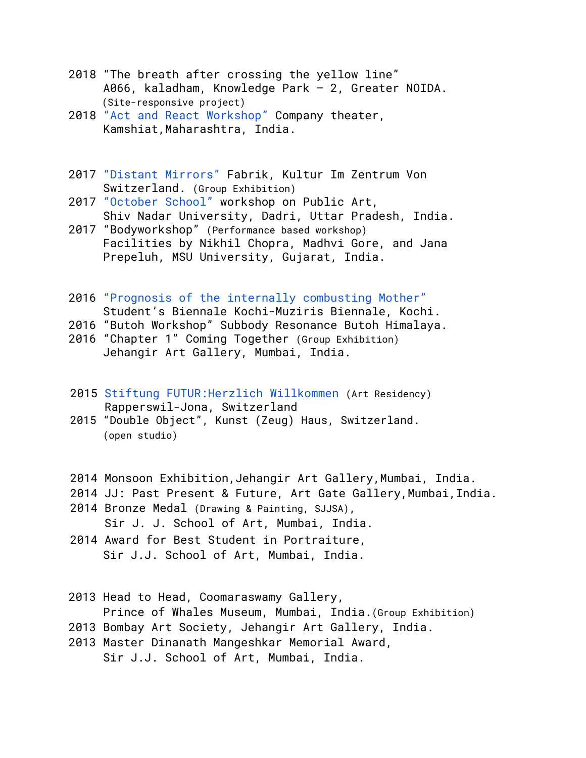2018 “The breath after crossing the yellow line”
A066, kaladham, Knowledge Park – 2, Greater NOIDA.
(Site-responsive project)

2018 “Act and React Workshop” Company theater,
Kamshiat,Maharashtra, India.

2017 “Distant Mirrors” Fabrik, Kultur Im Zentrum Von
Switzerland. (Group Exhibition)

2017 “October School” workshop on Public Art,
Shiv Nadar University, Dadri, Uttar Pradesh, India.

2017 “Bodyworkshop” (Performance based workshop)
Facilities by Nikhil Chopra, Madhvi Gore, and Jana
Prepeluh, MSU University, Gujarat, India.

2016 “Prognosis of the internally combusting Mother”
Student’s Biennale Kochi-Muziris Biennale, Kochi.

2016 “Butoh Workshop” Subbody Resonance Butoh Himalaya.

2016 “Chapter 1” Coming Together (Group Exhibition)
Jehangir Art Gallery, Mumbai, India.

2015 Stiftung FUTUR:Herzlich Willkommen (Art Residency)
Rapperswil-Jona, Switzerland

2015 “Double Object”, Kunst (Zeug) Haus, Switzerland.
(open studio)

2014 Monsoon Exhibition,Jehangir Art Gallery,Mumbai, India.

2014 JJ: Past Present & Future, Art Gate Gallery,Mumbai,India.

2014 Bronze Medal (Drawing & Painting, SJJSA),
Sir J. J. School of Art, Mumbai, India.

2014 Award for Best Student in Portraiture,
Sir J.J. School of Art, Mumbai, India.

2013 Head to Head, Coomaraswamy Gallery,
Prince of Whales Museum, Mumbai, India.(Group Exhibition)

2013 Bombay Art Society, Jehangir Art Gallery, India.

2013 Master Dinanath Mangeshkar Memorial Award,
Sir J.J. School of Art, Mumbai, India.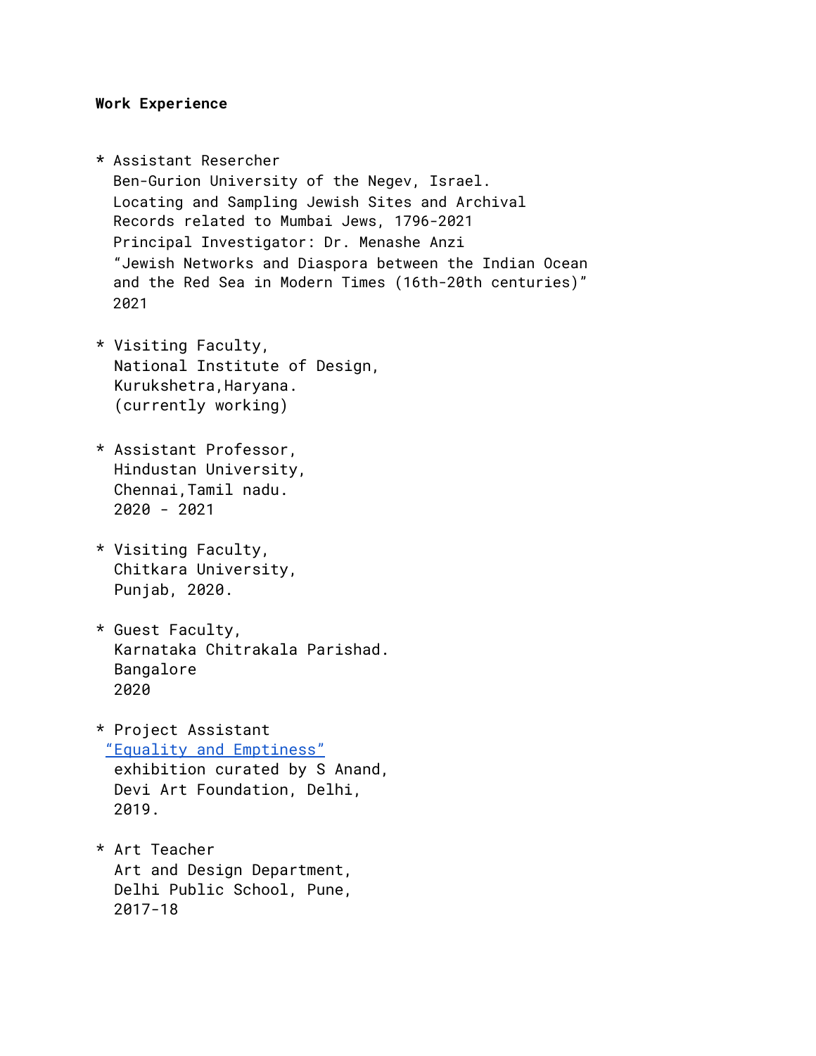**Work Experience**

* Assistant Resercher
  Ben-Gurion University of the Negev, Israel.
  Locating and Sampling Jewish Sites and Archival
  Records related to Mumbai Jews, 1796-2021
  Principal Investigator: Dr. Menashe Anzi
  "Jewish Networks and Diaspora between the Indian Ocean
  and the Red Sea in Modern Times (16th-20th centuries)"
  2021

* Visiting Faculty,
  National Institute of Design,
  Kurukshetra,Haryana.
  (currently working)

* Assistant Professor,
  Hindustan University,
  Chennai,Tamil nadu.
  2020 - 2021

* Visiting Faculty,
  Chitkara University,
  Punjab, 2020.

* Guest Faculty,
  Karnataka Chitrakala Parishad.
  Bangalore
  2020

* Project Assistant
  "Equality and Emptiness"
  exhibition curated by S Anand,
  Devi Art Foundation, Delhi,
  2019.

* Art Teacher
  Art and Design Department,
  Delhi Public School, Pune,
  2017-18